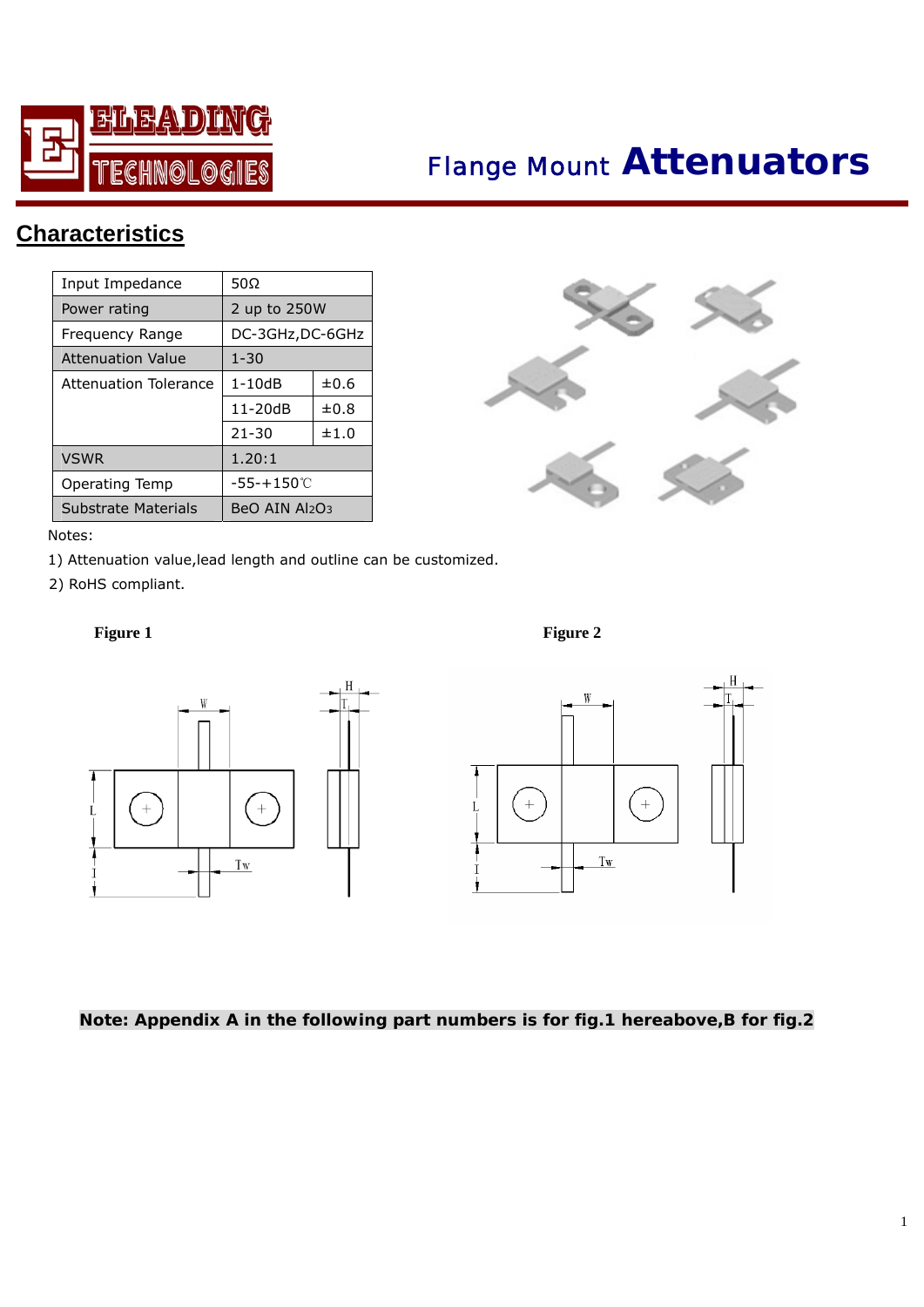ELEADING TECHNOLOGIES

# Flange Mount **Attenuators**

## Characteristics

| Input Impedance | 50Ω | |
|---|---|---|
| Power rating | 2 up to 250W | |
| Frequency Range | DC-3GHz,DC-6GHz | |
| Attenuation Value | 1-30 | |
| Attenuation Tolerance | 1-10dB | ±0.6 |
| | 11-20dB | ±0.8 |
| | 21-30 | ±1.0 |
| VSWR | 1.20:1 | |
| Operating Temp | -55-+150℃ | |
| Substrate Materials | BeO AIN $Al_2O_3$ | |

Notes:

1) Attenuation value,lead length and outline can be customized.

2) RoHS compliant.

**Figure 1**

**Figure 2**

**Note: Appendix A in the following part numbers is for fig.1 hereabove,B for fig.2**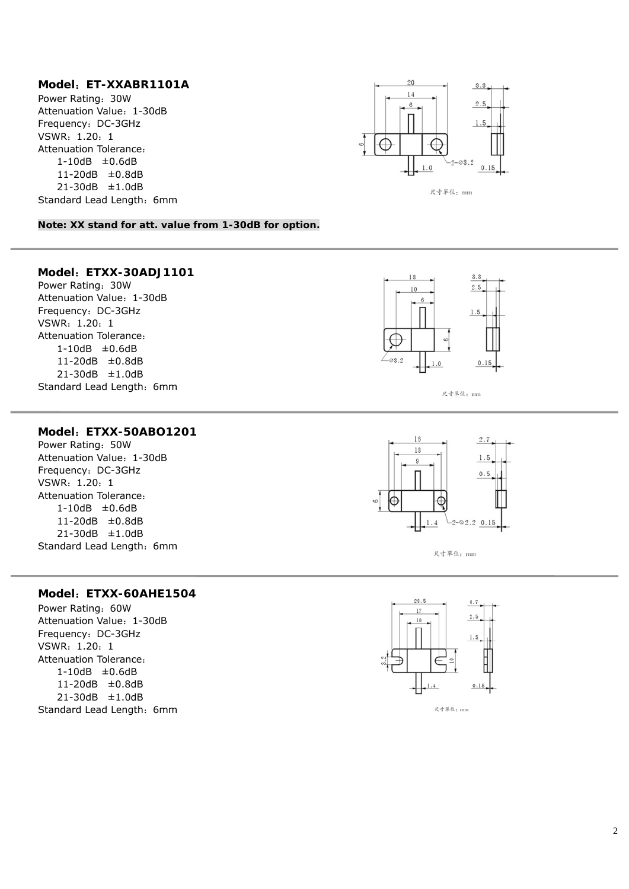**Model：ET-XXABR1101A**

Power Rating：30W
Attenuation Value：1-30dB
Frequency：DC-3GHz
VSWR：1.20：1
Attenuation Tolerance：
  1-10dB ±0.6dB
  11-20dB ±0.8dB
  21-30dB ±1.0dB
Standard Lead Length：6mm

**Note: XX stand for att. value from 1-30dB for option.**

---

**Model：ETXX-30ADJ1101**

Power Rating：30W
Attenuation Value：1-30dB
Frequency：DC-3GHz
VSWR：1.20：1
Attenuation Tolerance：
  1-10dB ±0.6dB
  11-20dB ±0.8dB
  21-30dB ±1.0dB
Standard Lead Length：6mm

---

**Model：ETXX-50ABO1201**

Power Rating：50W
Attenuation Value：1-30dB
Frequency：DC-3GHz
VSWR：1.20：1
Attenuation Tolerance：
  1-10dB ±0.6dB
  11-20dB ±0.8dB
  21-30dB ±1.0dB
Standard Lead Length：6mm

---

**Model：ETXX-60AHE1504**

Power Rating：60W
Attenuation Value：1-30dB
Frequency：DC-3GHz
VSWR：1.20：1
Attenuation Tolerance：
  1-10dB ±0.6dB
  11-20dB ±0.8dB
  21-30dB ±1.0dB
Standard Lead Length：6mm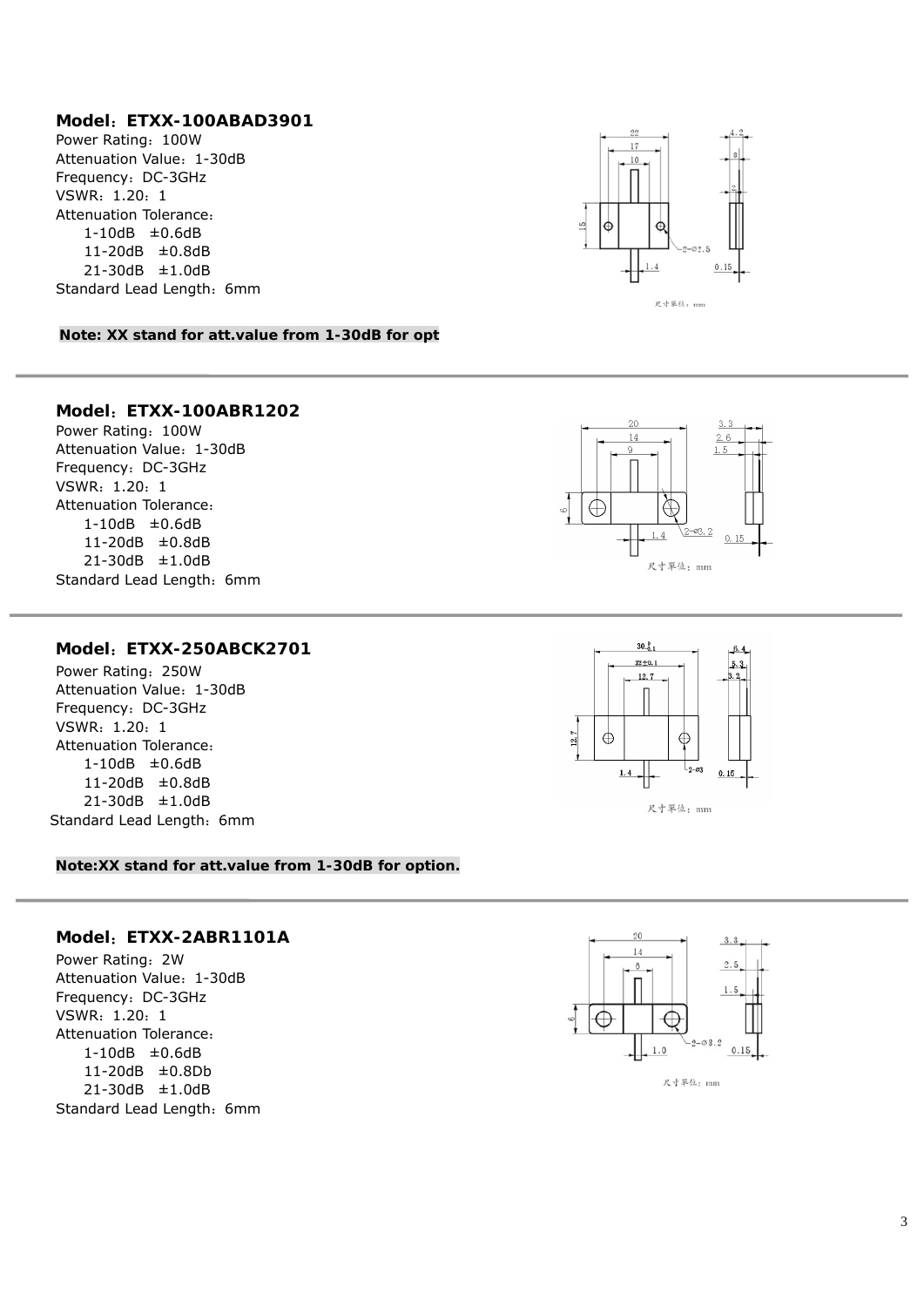## Model：ETXX-100ABAD3901

Power Rating：100W
Attenuation Value：1-30dB
Frequency：DC-3GHz
VSWR：1.20：1
Attenuation Tolerance：
- 1-10dB ±0.6dB
- 11-20dB ±0.8dB
- 21-30dB ±1.0dB

Standard Lead Length：6mm

**Note: XX stand for att.value from 1-30dB for opt**

---

## Model：ETXX-100ABR1202

Power Rating：100W
Attenuation Value：1-30dB
Frequency：DC-3GHz
VSWR：1.20：1
Attenuation Tolerance：
- 1-10dB ±0.6dB
- 11-20dB ±0.8dB
- 21-30dB ±1.0dB

Standard Lead Length：6mm

---

## Model：ETXX-250ABCK2701

Power Rating：250W
Attenuation Value：1-30dB
Frequency：DC-3GHz
VSWR：1.20：1
Attenuation Tolerance：
- 1-10dB ±0.6dB
- 11-20dB ±0.8dB
- 21-30dB ±1.0dB

Standard Lead Length：6mm

**Note:XX stand for att.value from 1-30dB for option.**

---

## Model：ETXX-2ABR1101A

Power Rating：2W
Attenuation Value：1-30dB
Frequency：DC-3GHz
VSWR：1.20：1
Attenuation Tolerance：
- 1-10dB ±0.6dB
- 11-20dB ±0.8Db
- 21-30dB ±1.0dB

Standard Lead Length：6mm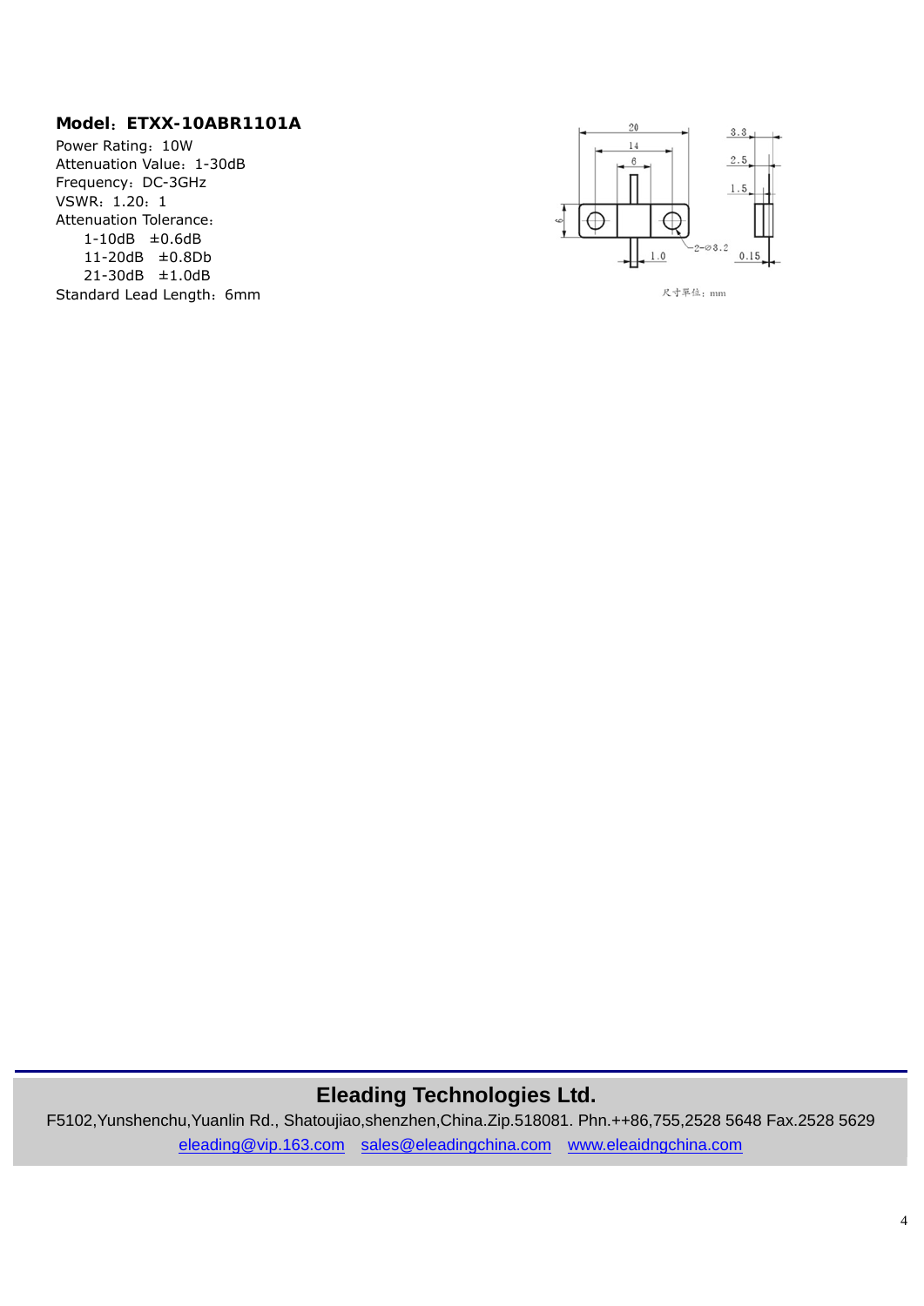**Model：ETXX-10ABR1101A**

Power Rating：10W
Attenuation Value：1-30dB
Frequency：DC-3GHz
VSWR：1.20：1
Attenuation Tolerance：

- 1-10dB ±0.6dB
- 11-20dB ±0.8Db
- 21-30dB ±1.0dB

Standard Lead Length：6mm

20
14
6
6
1.0
2-∅3.2
3.3
2.5
1.5
0.15
尺寸单位：mm

**Eleading Technologies Ltd.**

F5102,Yunshenchu,Yuanlin Rd., Shatoujiao,shenzhen,China.Zip.518081. Phn.++86,755,2528 5648 Fax.2528 5629

eleading@vip.163.com sales@eleadingchina.com www.eleaidngchina.com